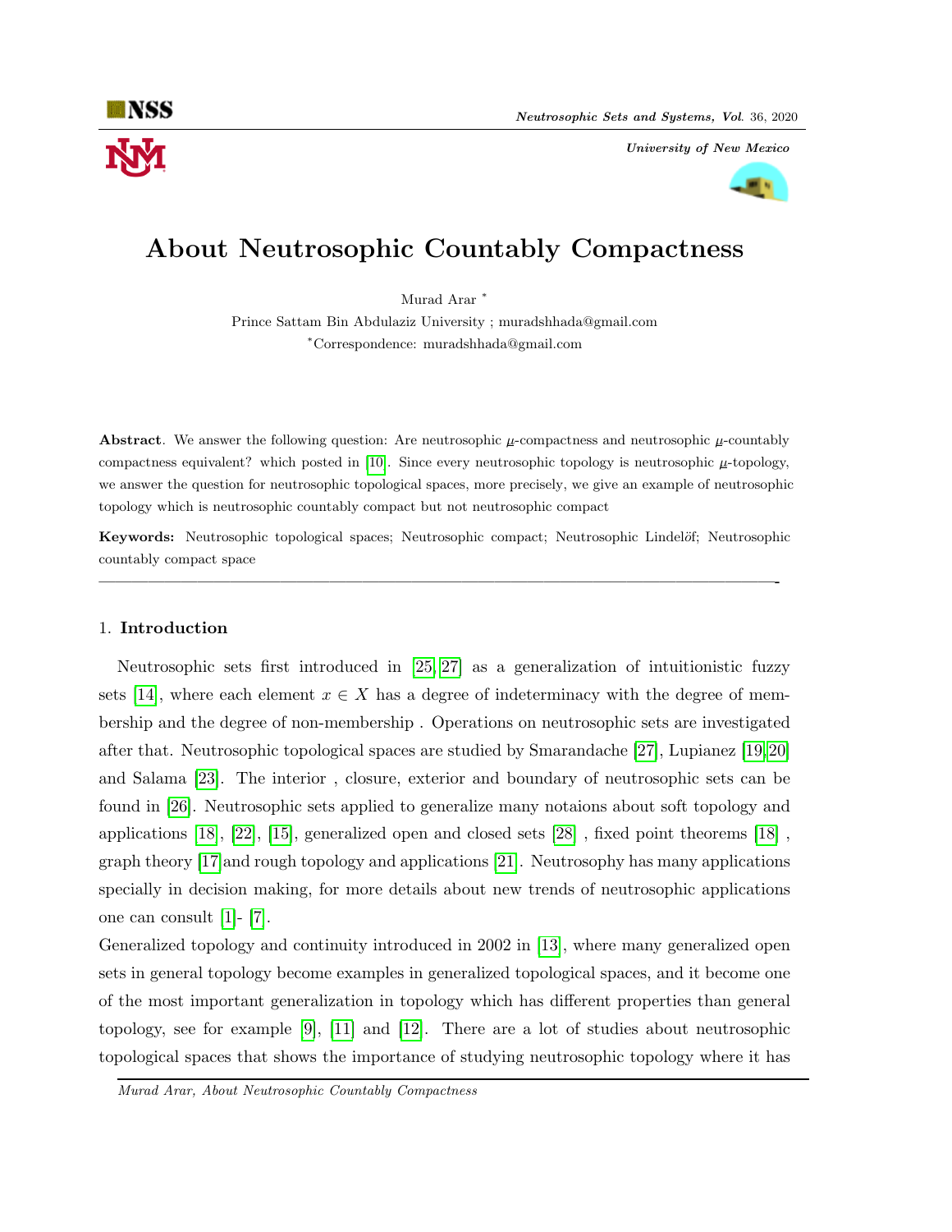# About Neutrosophic Countably Compactness

Murad Arar *

Prince Sattam Bin Abdulaziz University ; muradshhada@gmail.com

*Correspondence: muradshhada@gmail.com

**Abstract**. We answer the following question: Are neutrosophic $\underline{\mu}$-compactness and neutrosophic $\underline{\mu}$-countably compactness equivalent? which posted in [10]. Since every neutrosophic topology is neutrosophic $\underline{\mu}$-topology, we answer the question for neutrosophic topological spaces, more precisely, we give an example of neutrosophic topology which is neutrosophic countably compact but not neutrosophic compact

**Keywords:** Neutrosophic topological spaces; Neutrosophic compact; Neutrosophic Lindelőf; Neutrosophic countably compact space

---

## 1. Introduction

Neutrosophic sets first introduced in [25, 27] as a generalization of intuitionistic fuzzy sets [14], where each element $x \in X$ has a degree of indeterminacy with the degree of membership and the degree of non-membership . Operations on neutrosophic sets are investigated after that. Neutrosophic topological spaces are studied by Smarandache [27], Lupianez [19, 20] and Salama [23]. The interior , closure, exterior and boundary of neutrosophic sets can be found in [26]. Neutrosophic sets applied to generalize many notaions about soft topology and applications [18], [22], [15], generalized open and closed sets [28] , fixed point theorems [18] , graph theory [17] and rough topology and applications [21]. Neutrosophy has many applications specially in decision making, for more details about new trends of neutrosophic applications one can consult [1]- [7].

Generalized topology and continuity introduced in 2002 in [13], where many generalized open sets in general topology become examples in generalized topological spaces, and it become one of the most important generalization in topology which has different properties than general topology, see for example [9], [11] and [12]. There are a lot of studies about neutrosophic topological spaces that shows the importance of studying neutrosophic topology where it has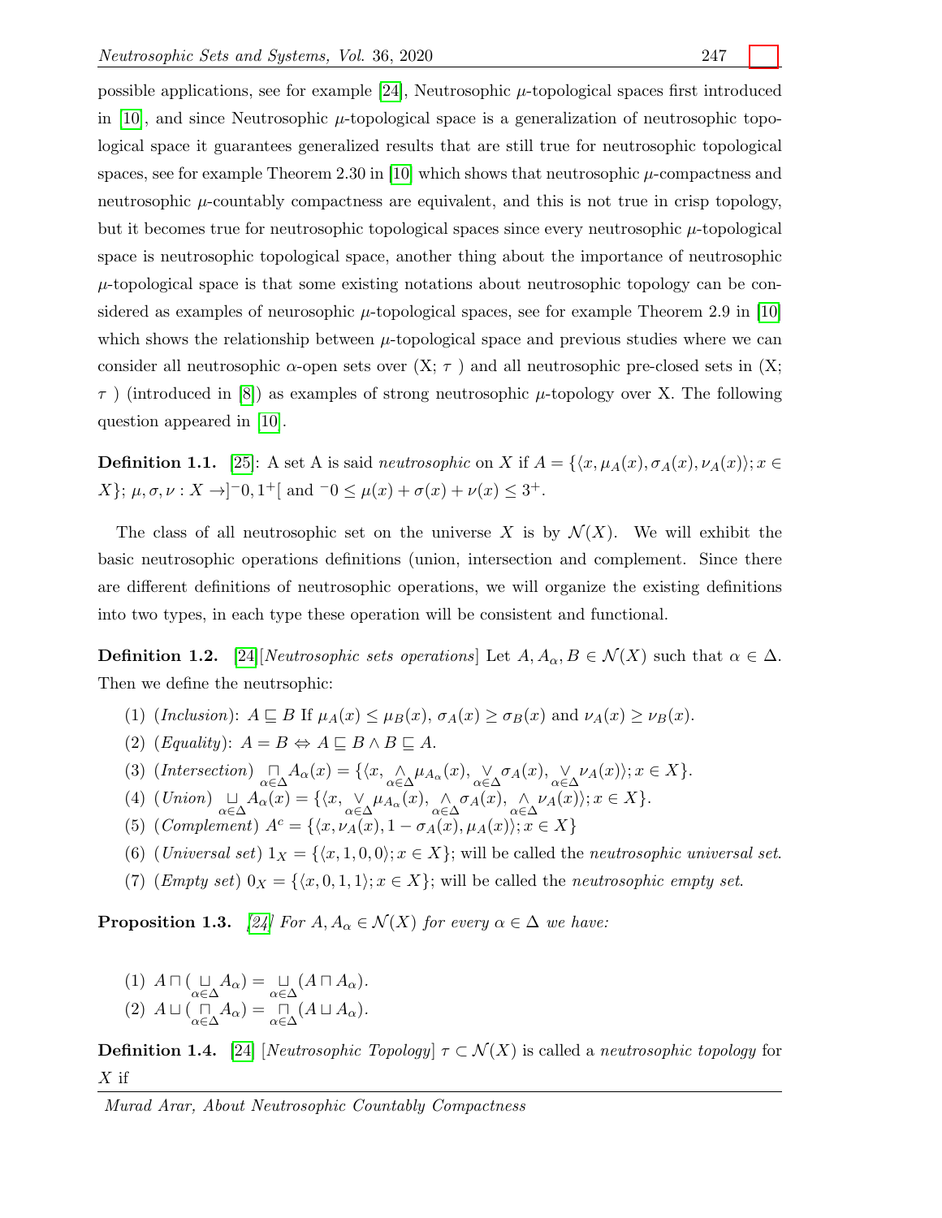possible applications, see for example [24], Neutrosophic $\mu$-topological spaces first introduced in [10], and since Neutrosophic $\mu$-topological space is a generalization of neutrosophic topological space it guarantees generalized results that are still true for neutrosophic topological spaces, see for example Theorem 2.30 in [10] which shows that neutrosophic $\mu$-compactness and neutrosophic $\mu$-countably compactness are equivalent, and this is not true in crisp topology, but it becomes true for neutrosophic topological spaces since every neutrosophic $\mu$-topological space is neutrosophic topological space, another thing about the importance of neutrosophic $\mu$-topological space is that some existing notations about neutrosophic topology can be considered as examples of neurosophic $\mu$-topological spaces, see for example Theorem 2.9 in [10] which shows the relationship between $\mu$-topological space and previous studies where we can consider all neutrosophic $\alpha$-open sets over (X; $\tau$ ) and all neutrosophic pre-closed sets in (X; $\tau$ ) (introduced in [8]) as examples of strong neutrosophic $\mu$-topology over X. The following question appeared in [10].

**Definition 1.1.** [25]: A set A is said *neutrosophic* on $X$ if $A = \{\langle x, \mu_A(x), \sigma_A(x), \nu_A(x)\rangle; x \in X\}$; $\mu, \sigma, \nu : X \to ]^{-}0, 1^{+}[$ and $^{-}0 \leq \mu(x) + \sigma(x) + \nu(x) \leq 3^{+}$.

The class of all neutrosophic set on the universe $X$ is by $\mathcal{N}(X)$. We will exhibit the basic neutrosophic operations definitions (union, intersection and complement. Since there are different definitions of neutrosophic operations, we will organize the existing definitions into two types, in each type these operation will be consistent and functional.

**Definition 1.2.** [24][*Neutrosophic sets operations*] Let $A, A_\alpha, B \in \mathcal{N}(X)$ such that $\alpha \in \Delta$. Then we define the neutrsophic:

(1) (*Inclusion*): $A \sqsubseteq B$ If $\mu_A(x) \leq \mu_B(x)$, $\sigma_A(x) \geq \sigma_B(x)$ and $\nu_A(x) \geq \nu_B(x)$.

(2) (*Equality*): $A = B \Leftrightarrow A \sqsubseteq B \wedge B \sqsubseteq A$.

(3) (*Intersection*) $\underset{\alpha\in\Delta}{\sqcap} A_\alpha(x) = \{\langle x, \underset{\alpha\in\Delta}{\wedge} \mu_{A_\alpha}(x), \underset{\alpha\in\Delta}{\vee} \sigma_A(x), \underset{\alpha\in\Delta}{\vee} \nu_A(x)\rangle; x \in X\}$.

(4) (*Union*) $\underset{\alpha\in\Delta}{\sqcup} A_\alpha(x) = \{\langle x, \underset{\alpha\in\Delta}{\vee} \mu_{A_\alpha}(x), \underset{\alpha\in\Delta}{\wedge} \sigma_A(x), \underset{\alpha\in\Delta}{\wedge} \nu_A(x)\rangle; x \in X\}$.

(5) (*Complement*) $A^c = \{\langle x, \nu_A(x), 1 - \sigma_A(x), \mu_A(x)\rangle; x \in X\}$

(6) (*Universal set*) $1_X = \{\langle x, 1, 0, 0\rangle; x \in X\}$; will be called the *neutrosophic universal set*.

(7) (*Empty set*) $0_X = \{\langle x, 0, 1, 1\rangle; x \in X\}$; will be called the *neutrosophic empty set*.

**Proposition 1.3.** *[24] For $A, A_\alpha \in \mathcal{N}(X)$ for every $\alpha \in \Delta$ we have:*

(1) $A \sqcap (\underset{\alpha\in\Delta}{\sqcup} A_\alpha) = \underset{\alpha\in\Delta}{\sqcup} (A \sqcap A_\alpha)$.

(2) $A \sqcup (\underset{\alpha\in\Delta}{\sqcap} A_\alpha) = \underset{\alpha\in\Delta}{\sqcap} (A \sqcup A_\alpha)$.

**Definition 1.4.** [24] [*Neutrosophic Topology*] $\tau \subset \mathcal{N}(X)$ is called a *neutrosophic topology* for $X$ if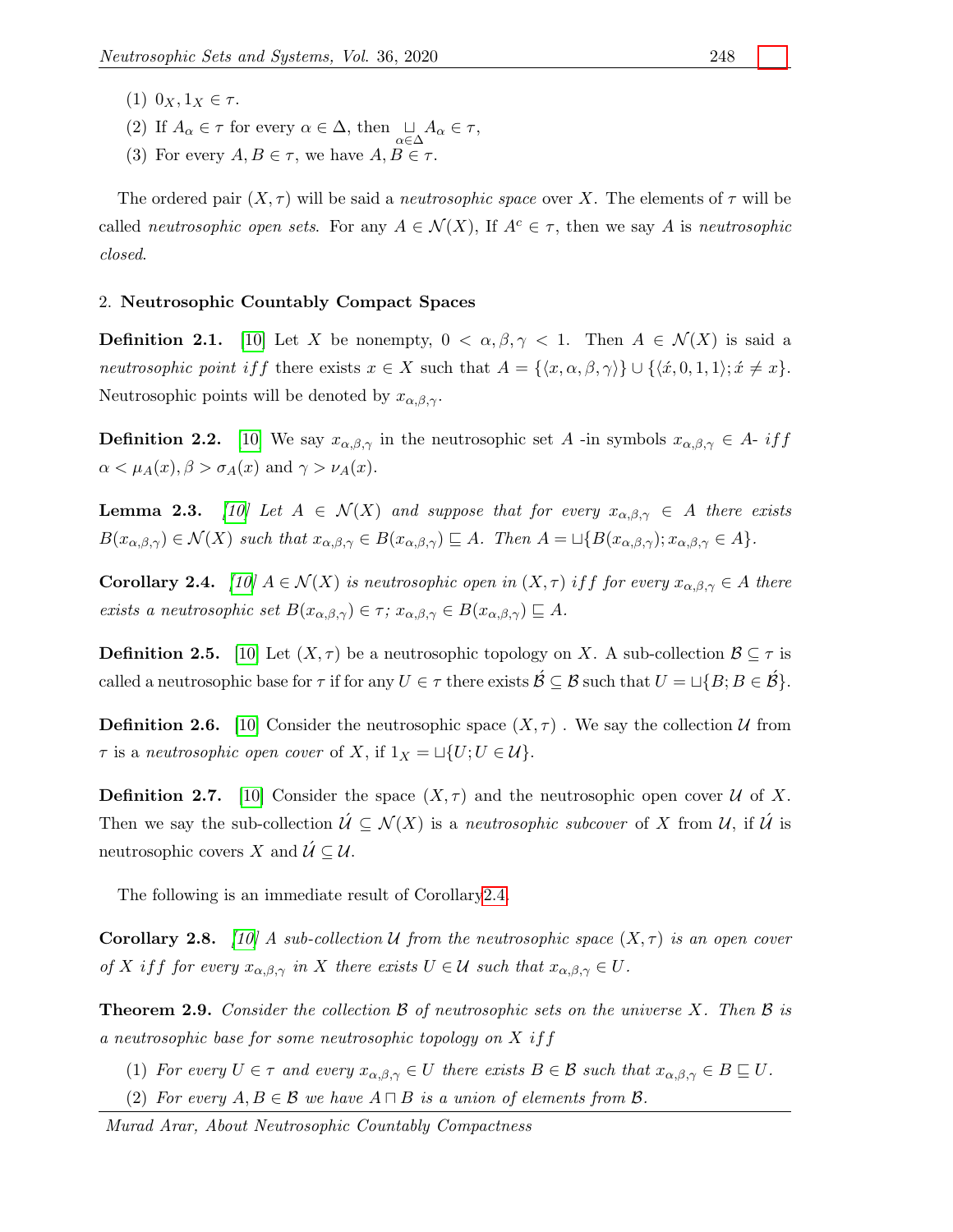(1) $0_X, 1_X \in \tau$.

(2) If $A_\alpha \in \tau$ for every $\alpha \in \Delta$, then $\underset{\alpha\in\Delta}{\sqcup} A_\alpha \in \tau$,

(3) For every $A, B \in \tau$, we have $A, B \in \tau$.

The ordered pair $(X, \tau)$ will be said a *neutrosophic space* over $X$. The elements of $\tau$ will be called *neutrosophic open sets*. For any $A \in \mathcal{N}(X)$, If $A^c \in \tau$, then we say $A$ is *neutrosophic closed*.

## 2. Neutrosophic Countably Compact Spaces

**Definition 2.1.** [10] Let $X$ be nonempty, $0 < \alpha, \beta, \gamma < 1$. Then $A \in \mathcal{N}(X)$ is said a *neutrosophic point* $iff$ there exists $x \in X$ such that $A = \{\langle x, \alpha, \beta, \gamma\rangle\} \cup \{\langle \acute{x}, 0, 1, 1\rangle; \acute{x} \neq x\}$. Neutrosophic points will be denoted by $x_{\alpha,\beta,\gamma}$.

**Definition 2.2.** [10] We say $x_{\alpha,\beta,\gamma}$ in the neutrosophic set $A$ -in symbols $x_{\alpha,\beta,\gamma} \in A$- $iff$ $\alpha < \mu_A(x), \beta > \sigma_A(x)$ and $\gamma > \nu_A(x)$.

**Lemma 2.3.** *[10] Let $A \in \mathcal{N}(X)$ and suppose that for every $x_{\alpha,\beta,\gamma} \in A$ there exists $B(x_{\alpha,\beta,\gamma}) \in \mathcal{N}(X)$ such that $x_{\alpha,\beta,\gamma} \in B(x_{\alpha,\beta,\gamma}) \sqsubseteq A$. Then $A = \sqcup\{B(x_{\alpha,\beta,\gamma}); x_{\alpha,\beta,\gamma} \in A\}$.*

**Corollary 2.4.** *[10] $A \in \mathcal{N}(X)$ is neutrosophic open in $(X, \tau)$ $iff$ for every $x_{\alpha,\beta,\gamma} \in A$ there exists a neutrosophic set $B(x_{\alpha,\beta,\gamma}) \in \tau$; $x_{\alpha,\beta,\gamma} \in B(x_{\alpha,\beta,\gamma}) \sqsubseteq A$.*

**Definition 2.5.** [10] Let $(X, \tau)$ be a neutrosophic topology on $X$. A sub-collection $\mathcal{B} \subseteq \tau$ is called a neutrosophic base for $\tau$ if for any $U \in \tau$ there exists $\acute{\mathcal{B}} \subseteq \mathcal{B}$ such that $U = \sqcup\{B; B \in \acute{\mathcal{B}}\}$.

**Definition 2.6.** [10] Consider the neutrosophic space $(X, \tau)$ . We say the collection $\mathcal{U}$ from $\tau$ is a *neutrosophic open cover* of $X$, if $1_X = \sqcup\{U; U \in \mathcal{U}\}$.

**Definition 2.7.** [10] Consider the space $(X, \tau)$ and the neutrosophic open cover $\mathcal{U}$ of $X$. Then we say the sub-collection $\acute{\mathcal{U}} \subseteq \mathcal{N}(X)$ is a *neutrosophic subcover* of $X$ from $\mathcal{U}$, if $\acute{\mathcal{U}}$ is neutrosophic covers $X$ and $\acute{\mathcal{U}} \subseteq \mathcal{U}$.

The following is an immediate result of Corollary 2.4.

**Corollary 2.8.** *[10] A sub-collection $\mathcal{U}$ from the neutrosophic space $(X, \tau)$ is an open cover of $X$ $iff$ for every $x_{\alpha,\beta,\gamma}$ in $X$ there exists $U \in \mathcal{U}$ such that $x_{\alpha,\beta,\gamma} \in U$.*

**Theorem 2.9.** *Consider the collection $\mathcal{B}$ of neutrosophic sets on the universe $X$. Then $\mathcal{B}$ is a neutrosophic base for some neutrosophic topology on $X$ $iff$*

(1) *For every $U \in \tau$ and every $x_{\alpha,\beta,\gamma} \in U$ there exists $B \in \mathcal{B}$ such that $x_{\alpha,\beta,\gamma} \in B \sqsubseteq U$.*

(2) *For every $A, B \in \mathcal{B}$ we have $A \sqcap B$ is a union of elements from $\mathcal{B}$.*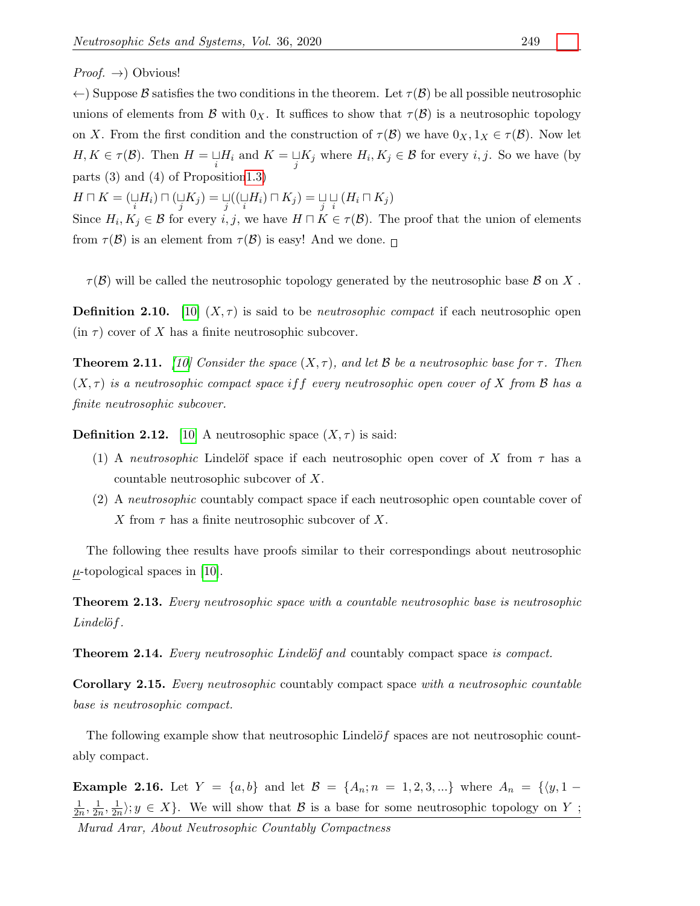*Proof.* →) Obvious!

←) Suppose $\mathcal{B}$ satisfies the two conditions in the theorem. Let $\tau(\mathcal{B})$ be all possible neutrosophic unions of elements from $\mathcal{B}$ with $0_X$. It suffices to show that $\tau(\mathcal{B})$ is a neutrosophic topology on $X$. From the first condition and the construction of $\tau(\mathcal{B})$ we have $0_X, 1_X \in \tau(\mathcal{B})$. Now let $H, K \in \tau(\mathcal{B})$. Then $H = \underset{i}{\sqcup} H_i$ and $K = \underset{j}{\sqcup} K_j$ where $H_i, K_j \in \mathcal{B}$ for every $i, j$. So we have (by parts (3) and (4) of Proposition 1.3)

$H \sqcap K = (\underset{i}{\sqcup} H_i) \sqcap (\underset{j}{\sqcup} K_j) = \underset{j}{\sqcup}((\underset{i}{\sqcup} H_i) \sqcap K_j) = \underset{j}{\sqcup}\underset{i}{\sqcup}(H_i \sqcap K_j)$

Since $H_i, K_j \in \mathcal{B}$ for every $i, j$, we have $H \sqcap K \in \tau(\mathcal{B})$. The proof that the union of elements from $\tau(\mathcal{B})$ is an element from $\tau(\mathcal{B})$ is easy! And we done. □

$\tau(\mathcal{B})$ will be called the neutrosophic topology generated by the neutrosophic base $\mathcal{B}$ on $X$ .

**Definition 2.10.** [10] $(X, \tau)$ is said to be *neutrosophic compact* if each neutrosophic open (in $\tau$) cover of $X$ has a finite neutrosophic subcover.

**Theorem 2.11.** *[10] Consider the space $(X, \tau)$, and let $\mathcal{B}$ be a neutrosophic base for $\tau$. Then $(X, \tau)$ is a neutrosophic compact space iff every neutrosophic open cover of $X$ from $\mathcal{B}$ has a finite neutrosophic subcover.*

**Definition 2.12.** [10] A neutrosophic space $(X, \tau)$ is said:

1. A *neutrosophic* Lindelöf space if each neutrosophic open cover of $X$ from $\tau$ has a countable neutrosophic subcover of $X$.
2. A *neutrosophic* countably compact space if each neutrosophic open countable cover of $X$ from $\tau$ has a finite neutrosophic subcover of $X$.

The following thee results have proofs similar to their correspondings about neutrosophic $\underline{\mu}$-topological spaces in [10].

**Theorem 2.13.** *Every neutrosophic space with a countable neutrosophic base is neutrosophic Lindelöf.*

**Theorem 2.14.** *Every neutrosophic Lindelöf and* countably compact space *is compact.*

**Corollary 2.15.** *Every neutrosophic* countably compact space *with a neutrosophic countable base is neutrosophic compact.*

The following example show that neutrosophic Lindelöf spaces are not neutrosophic countably compact.

**Example 2.16.** Let $Y = \{a, b\}$ and let $\mathcal{B} = \{A_n; n = 1, 2, 3, ...\}$ where $A_n = \{\langle y, 1 - \frac{1}{2n}, \frac{1}{2n}, \frac{1}{2n}\rangle; y \in X\}$. We will show that $\mathcal{B}$ is a base for some neutrosophic topology on $Y$ ;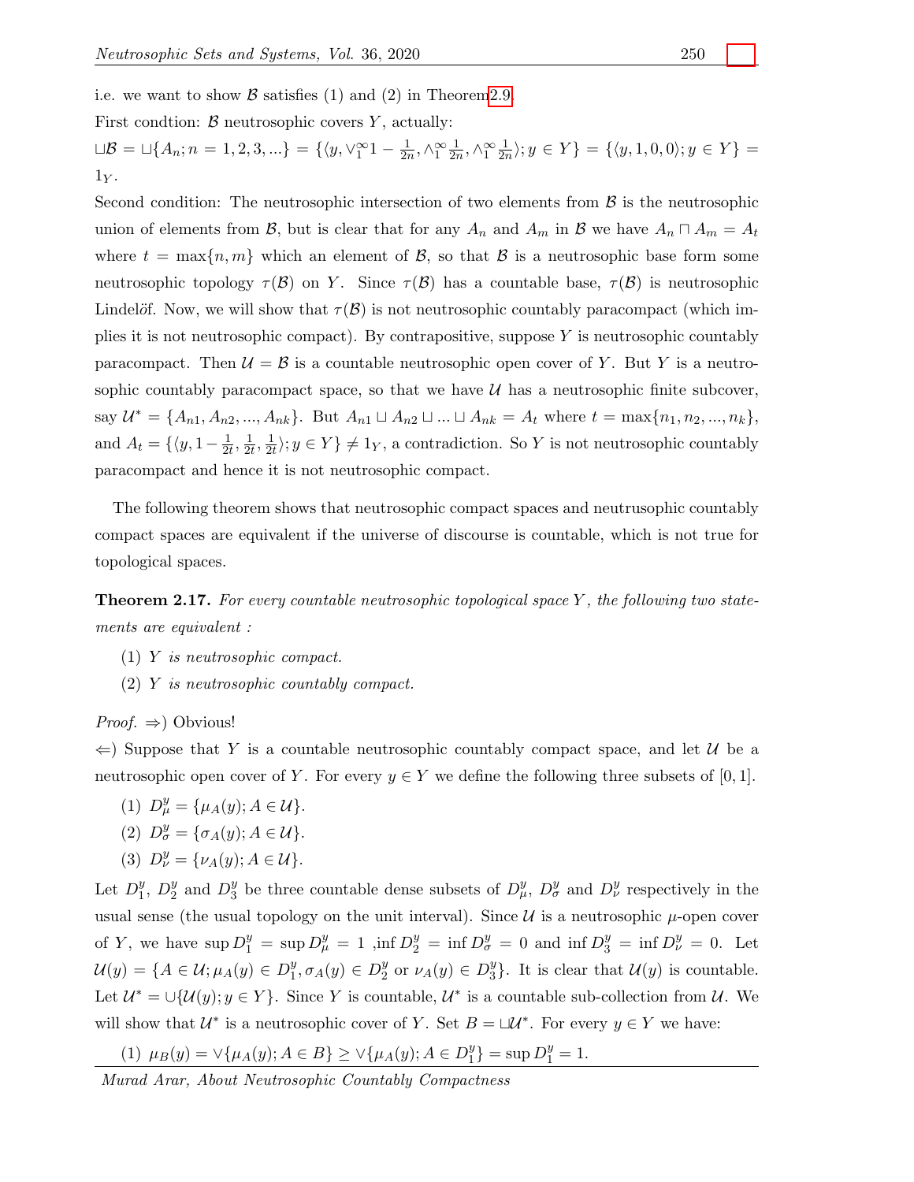i.e. we want to show $\mathcal{B}$ satisfies (1) and (2) in Theorem2.9.

First condtion: $\mathcal{B}$ neutrosophic covers $Y$, actually:

$\sqcup\mathcal{B} = \sqcup\{A_n; n = 1, 2, 3, ...\} = \{\langle y, \vee_1^\infty 1 - \frac{1}{2n}, \wedge_1^\infty \frac{1}{2n}, \wedge_1^\infty \frac{1}{2n}\rangle; y \in Y\} = \{\langle y, 1, 0, 0\rangle; y \in Y\} = 1_Y$.

Second condition: The neutrosophic intersection of two elements from $\mathcal{B}$ is the neutrosophic union of elements from $\mathcal{B}$, but is clear that for any $A_n$ and $A_m$ in $\mathcal{B}$ we have $A_n \sqcap A_m = A_t$ where $t = \max\{n, m\}$ which an element of $\mathcal{B}$, so that $\mathcal{B}$ is a neutrosophic base form some neutrosophic topology $\tau(\mathcal{B})$ on $Y$. Since $\tau(\mathcal{B})$ has a countable base, $\tau(\mathcal{B})$ is neutrosophic Lindelöf. Now, we will show that $\tau(\mathcal{B})$ is not neutrosophic countably paracompact (which implies it is not neutrosophic compact). By contrapositive, suppose $Y$ is neutrosophic countably paracompact. Then $\mathcal{U} = \mathcal{B}$ is a countable neutrosophic open cover of $Y$. But $Y$ is a neutrosophic countably paracompact space, so that we have $\mathcal{U}$ has a neutrosophic finite subcover, say $\mathcal{U}^* = \{A_{n1}, A_{n2}, ..., A_{nk}\}$. But $A_{n1} \sqcup A_{n2} \sqcup ... \sqcup A_{nk} = A_t$ where $t = \max\{n_1, n_2, ..., n_k\}$, and $A_t = \{\langle y, 1 - \frac{1}{2t}, \frac{1}{2t}, \frac{1}{2t}\rangle; y \in Y\} \neq 1_Y$, a contradiction. So $Y$ is not neutrosophic countably paracompact and hence it is not neutrosophic compact.

The following theorem shows that neutrosophic compact spaces and neutrusophic countably compact spaces are equivalent if the universe of discourse is countable, which is not true for topological spaces.

**Theorem 2.17.** *For every countable neutrosophic topological space $Y$, the following two statements are equivalent :*

(1) *$Y$ is neutrosophic compact.*

(2) *$Y$ is neutrosophic countably compact.*

*Proof.* $\Rightarrow$) Obvious!

$\Leftarrow$) Suppose that $Y$ is a countable neutrosophic countably compact space, and let $\mathcal{U}$ be a neutrosophic open cover of $Y$. For every $y \in Y$ we define the following three subsets of $[0, 1]$.

(1) $D_\mu^y = \{\mu_A(y); A \in \mathcal{U}\}$.

(2) $D_\sigma^y = \{\sigma_A(y); A \in \mathcal{U}\}$.

(3) $D_\nu^y = \{\nu_A(y); A \in \mathcal{U}\}$.

Let $D_1^y$, $D_2^y$ and $D_3^y$ be three countable dense subsets of $D_\mu^y$, $D_\sigma^y$ and $D_\nu^y$ respectively in the usual sense (the usual topology on the unit interval). Since $\mathcal{U}$ is a neutrosophic $\mu$-open cover of $Y$, we have $\sup D_1^y = \sup D_\mu^y = 1$ ,$\inf D_2^y = \inf D_\sigma^y = 0$ and $\inf D_3^y = \inf D_\nu^y = 0$. Let $\mathcal{U}(y) = \{A \in \mathcal{U}; \mu_A(y) \in D_1^y, \sigma_A(y) \in D_2^y \text{ or } \nu_A(y) \in D_3^y\}$. It is clear that $\mathcal{U}(y)$ is countable. Let $\mathcal{U}^* = \cup\{\mathcal{U}(y); y \in Y\}$. Since $Y$ is countable, $\mathcal{U}^*$ is a countable sub-collection from $\mathcal{U}$. We will show that $\mathcal{U}^*$ is a neutrosophic cover of $Y$. Set $B = \sqcup\mathcal{U}^*$. For every $y \in Y$ we have:

(1) $\mu_B(y) = \vee\{\mu_A(y); A \in B\} \geq \vee\{\mu_A(y); A \in D_1^y\} = \sup D_1^y = 1$.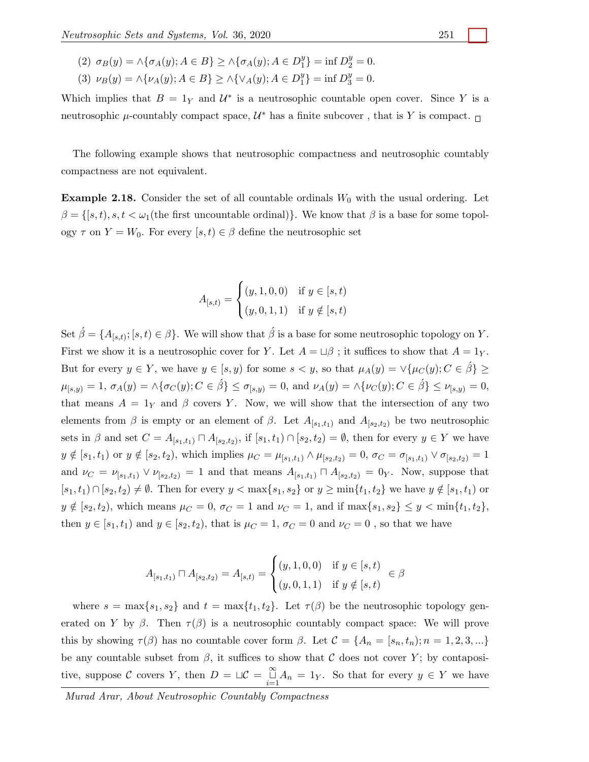(2) $\sigma_B(y) = \wedge\{\sigma_A(y); A \in B\} \geq \wedge\{\sigma_A(y); A \in D_1^y\} = \inf D_2^y = 0.$

(3) $\nu_B(y) = \wedge\{\nu_A(y); A \in B\} \geq \wedge\{\vee_A(y); A \in D_1^y\} = \inf D_3^y = 0.$

Which implies that $B = 1_Y$ and $\mathcal{U}^*$ is a neutrosophic countable open cover. Since $Y$ is a neutrosophic $\mu$-countably compact space, $\mathcal{U}^*$ has a finite subcover , that is $Y$ is compact. □

The following example shows that neutrosophic compactness and neutrosophic countably compactness are not equivalent.

**Example 2.18.** Consider the set of all countable ordinals $W_0$ with the usual ordering. Let $\beta = \{[s,t), s, t < \omega_1(\text{the first uncountable ordinal})\}$. We know that $\beta$ is a base for some topology $\tau$ on $Y = W_0$. For every $[s,t) \in \beta$ define the neutrosophic set

$$A_{[s,t)} = \begin{cases} (y,1,0,0) & \text{if } y \in [s,t) \\ (y,0,1,1) & \text{if } y \notin [s,t) \end{cases}$$

Set $\acute{\beta} = \{A_{[s,t)}; [s,t) \in \beta\}$. We will show that $\acute{\beta}$ is a base for some neutrosophic topology on $Y$. First we show it is a neutrosophic cover for $Y$. Let $A = \sqcup\beta$ ; it suffices to show that $A = 1_Y$. But for every $y \in Y$, we have $y \in [s,y)$ for some $s < y$, so that $\mu_A(y) = \vee\{\mu_C(y); C \in \acute{\beta}\} \geq \mu_{[s,y)} = 1$, $\sigma_A(y) = \wedge\{\sigma_C(y); C \in \acute{\beta}\} \leq \sigma_{[s,y)} = 0$, and $\nu_A(y) = \wedge\{\nu_C(y); C \in \acute{\beta}\} \leq \nu_{[s,y)} = 0$, that means $A = 1_Y$ and $\beta$ covers $Y$. Now, we will show that the intersection of any two elements from $\beta$ is empty or an element of $\beta$. Let $A_{[s_1,t_1)}$ and $A_{[s_2,t_2)}$ be two neutrosophic sets in $\beta$ and set $C = A_{[s_1,t_1)} \sqcap A_{[s_2,t_2)}$, if $[s_1,t_1) \cap [s_2,t_2) = \emptyset$, then for every $y \in Y$ we have $y \notin [s_1,t_1)$ or $y \notin [s_2,t_2)$, which implies $\mu_C = \mu_{[s_1,t_1)} \wedge \mu_{[s_2,t_2)} = 0$, $\sigma_C = \sigma_{[s_1,t_1)} \vee \sigma_{[s_2,t_2)} = 1$ and $\nu_C = \nu_{[s_1,t_1)} \vee \nu_{[s_2,t_2)} = 1$ and that means $A_{[s_1,t_1)} \sqcap A_{[s_2,t_2)} = 0_Y$. Now, suppose that $[s_1,t_1) \cap [s_2,t_2) \neq \emptyset$. Then for every $y < \max\{s_1,s_2\}$ or $y \geq \min\{t_1,t_2\}$ we have $y \notin [s_1,t_1)$ or $y \notin [s_2,t_2)$, which means $\mu_C = 0$, $\sigma_C = 1$ and $\nu_C = 1$, and if $\max\{s_1,s_2\} \leq y < \min\{t_1,t_2\}$, then $y \in [s_1,t_1)$ and $y \in [s_2,t_2)$, that is $\mu_C = 1$, $\sigma_C = 0$ and $\nu_C = 0$ , so that we have

$$A_{[s_1,t_1)} \sqcap A_{[s_2,t_2)} = A_{[s,t)} = \begin{cases} (y,1,0,0) & \text{if } y \in [s,t) \\ (y,0,1,1) & \text{if } y \notin [s,t) \end{cases} \in \beta$$

where $s = \max\{s_1,s_2\}$ and $t = \max\{t_1,t_2\}$. Let $\tau(\beta)$ be the neutrosophic topology generated on $Y$ by $\beta$. Then $\tau(\beta)$ is a neutrosophic countably compact space: We will prove this by showing $\tau(\beta)$ has no countable cover form $\beta$. Let $\mathcal{C} = \{A_n = [s_n,t_n); n = 1,2,3,...\}$ be any countable subset from $\beta$, it suffices to show that $\mathcal{C}$ does not cover $Y$; by contapositive, suppose $\mathcal{C}$ covers $Y$, then $D = \sqcup\mathcal{C} = \bigsqcup_{i=1}^{\infty} A_n = 1_Y$. So that for every $y \in Y$ we have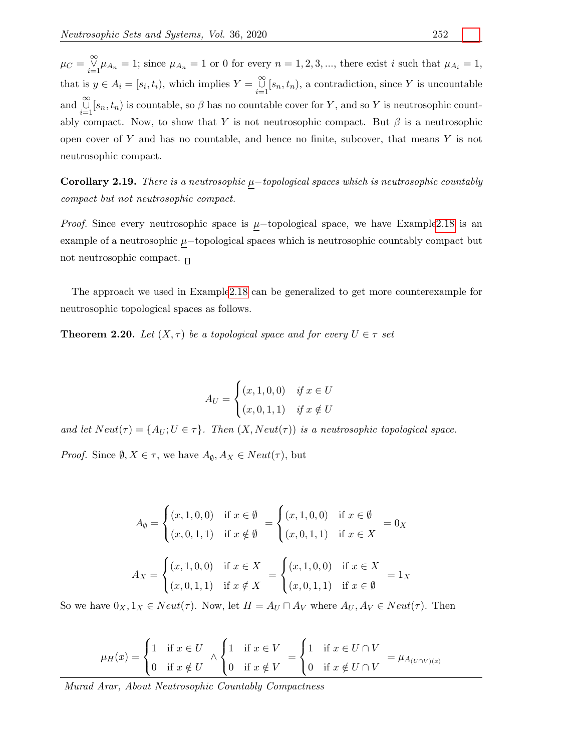$\mu_C = \overset{\infty}{\underset{i=1}{\vee}} \mu_{A_n} = 1$; since $\mu_{A_n} = 1$ or $0$ for every $n = 1, 2, 3, ...$, there exist $i$ such that $\mu_{A_i} = 1$, that is $y \in A_i = [s_i, t_i)$, which implies $Y = \overset{\infty}{\underset{i=1}{\cup}} [s_n, t_n)$, a contradiction, since $Y$ is uncountable and $\overset{\infty}{\underset{i=1}{\cup}} [s_n, t_n)$ is countable, so $\beta$ has no countable cover for $Y$, and so $Y$ is neutrosophic countably compact. Now, to show that $Y$ is not neutrosophic compact. But $\beta$ is a neutrosophic open cover of $Y$ and has no countable, and hence no finite, subcover, that means $Y$ is not neutrosophic compact.

**Corollary 2.19.** *There is a neutrosophic $\underline{\mu}-$topological spaces which is neutrosophic countably compact but not neutrosophic compact.*

*Proof.* Since every neutrosophic space is $\underline{\mu}-$topological space, we have Example2.18 is an example of a neutrosophic $\underline{\mu}-$topological spaces which is neutrosophic countably compact but not neutrosophic compact. □

The approach we used in Example2.18 can be generalized to get more counterexample for neutrosophic topological spaces as follows.

**Theorem 2.20.** *Let $(X, \tau)$ be a topological space and for every $U \in \tau$ set*

$$A_U = \begin{cases} (x, 1, 0, 0) & \text{if } x \in U \\ (x, 0, 1, 1) & \text{if } x \notin U \end{cases}$$

*and let $Neut(\tau) = \{A_U; U \in \tau\}$. Then $(X, Neut(\tau))$ is a neutrosophic topological space.*

*Proof.* Since $\emptyset, X \in \tau$, we have $A_\emptyset, A_X \in Neut(\tau)$, but

$$A_\emptyset = \begin{cases} (x, 1, 0, 0) & \text{if } x \in \emptyset \\ (x, 0, 1, 1) & \text{if } x \notin \emptyset \end{cases} = \begin{cases} (x, 1, 0, 0) & \text{if } x \in \emptyset \\ (x, 0, 1, 1) & \text{if } x \in X \end{cases} = 0_X$$

$$A_X = \begin{cases} (x, 1, 0, 0) & \text{if } x \in X \\ (x, 0, 1, 1) & \text{if } x \notin X \end{cases} = \begin{cases} (x, 1, 0, 0) & \text{if } x \in X \\ (x, 0, 1, 1) & \text{if } x \in \emptyset \end{cases} = 1_X$$

So we have $0_X, 1_X \in Neut(\tau)$. Now, let $H = A_U \sqcap A_V$ where $A_U, A_V \in Neut(\tau)$. Then

$$\mu_H(x) = \begin{cases} 1 & \text{if } x \in U \\ 0 & \text{if } x \notin U \end{cases} \wedge \begin{cases} 1 & \text{if } x \in V \\ 0 & \text{if } x \notin V \end{cases} = \begin{cases} 1 & \text{if } x \in U \cap V \\ 0 & \text{if } x \notin U \cap V \end{cases} = \mu_{A_{(U \cap V)(x)}}$$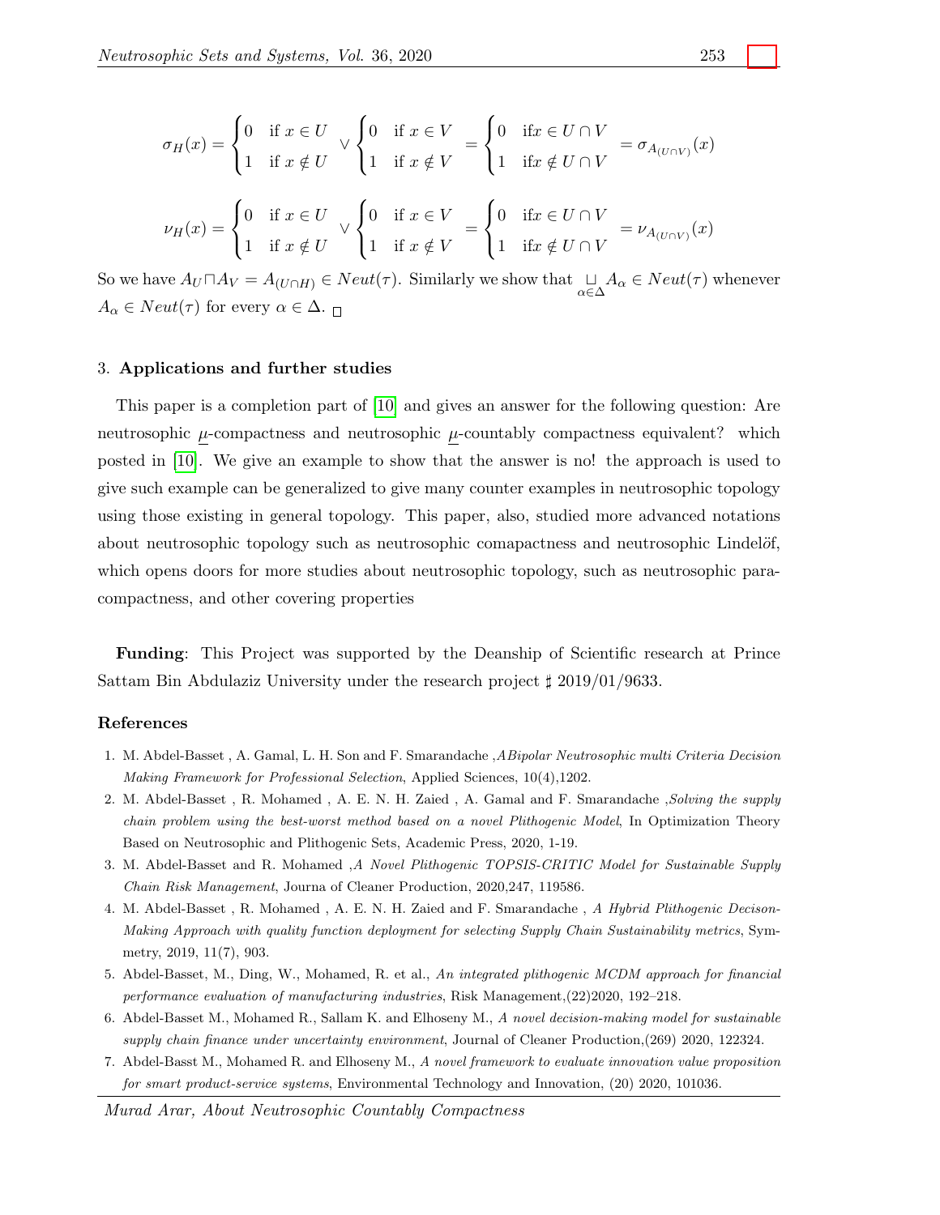$$\sigma_H(x) = \begin{cases} 0 & \text{if } x \in U \\ 1 & \text{if } x \notin U \end{cases} \vee \begin{cases} 0 & \text{if } x \in V \\ 1 & \text{if } x \notin V \end{cases} = \begin{cases} 0 & \text{if} x \in U \cap V \\ 1 & \text{if} x \notin U \cap V \end{cases} = \sigma_{A_{(U \cap V)}}(x)$$

$$\nu_H(x) = \begin{cases} 0 & \text{if } x \in U \\ 1 & \text{if } x \notin U \end{cases} \vee \begin{cases} 0 & \text{if } x \in V \\ 1 & \text{if } x \notin V \end{cases} = \begin{cases} 0 & \text{if} x \in U \cap V \\ 1 & \text{if} x \notin U \cap V \end{cases} = \nu_{A_{(U \cap V)}}(x)$$

So we have $A_U \sqcap A_V = A_{(U \cap H)} \in Neut(\tau)$. Similarly we show that $\underset{\alpha \in \Delta}{\sqcup} A_\alpha \in Neut(\tau)$ whenever $A_\alpha \in Neut(\tau)$ for every $\alpha \in \Delta$. □

## 3. Applications and further studies

This paper is a completion part of [10] and gives an answer for the following question: Are neutrosophic $\underline{\mu}$-compactness and neutrosophic $\underline{\mu}$-countably compactness equivalent? which posted in [10]. We give an example to show that the answer is no! the approach is used to give such example can be generalized to give many counter examples in neutrosophic topology using those existing in general topology. This paper, also, studied more advanced notations about neutrosophic topology such as neutrosophic comapactness and neutrosophic Lindelöf, which opens doors for more studies about neutrosophic topology, such as neutrosophic para-compactness, and other covering properties

**Funding**: This Project was supported by the Deanship of Scientific research at Prince Sattam Bin Abdulaziz University under the research project ♯ 2019/01/9633.

## References

1. M. Abdel-Basset , A. Gamal, L. H. Son and F. Smarandache ,*ABipolar Neutrosophic multi Criteria Decision Making Framework for Professional Selection*, Applied Sciences, 10(4),1202.
2. M. Abdel-Basset , R. Mohamed , A. E. N. H. Zaied , A. Gamal and F. Smarandache ,*Solving the supply chain problem using the best-worst method based on a novel Plithogenic Model*, In Optimization Theory Based on Neutrosophic and Plithogenic Sets, Academic Press, 2020, 1-19.
3. M. Abdel-Basset and R. Mohamed ,*A Novel Plithogenic TOPSIS-CRITIC Model for Sustainable Supply Chain Risk Management*, Journa of Cleaner Production, 2020,247, 119586.
4. M. Abdel-Basset , R. Mohamed , A. E. N. H. Zaied and F. Smarandache , *A Hybrid Plithogenic Decison-Making Approach with quality function deployment for selecting Supply Chain Sustainability metrics*, Symmetry, 2019, 11(7), 903.
5. Abdel-Basset, M., Ding, W., Mohamed, R. et al., *An integrated plithogenic MCDM approach for financial performance evaluation of manufacturing industries*, Risk Management,(22)2020, 192–218.
6. Abdel-Basset M., Mohamed R., Sallam K. and Elhoseny M., *A novel decision-making model for sustainable supply chain finance under uncertainty environment*, Journal of Cleaner Production,(269) 2020, 122324.
7. Abdel-Basst M., Mohamed R. and Elhoseny M., *A novel framework to evaluate innovation value proposition for smart product-service systems*, Environmental Technology and Innovation, (20) 2020, 101036.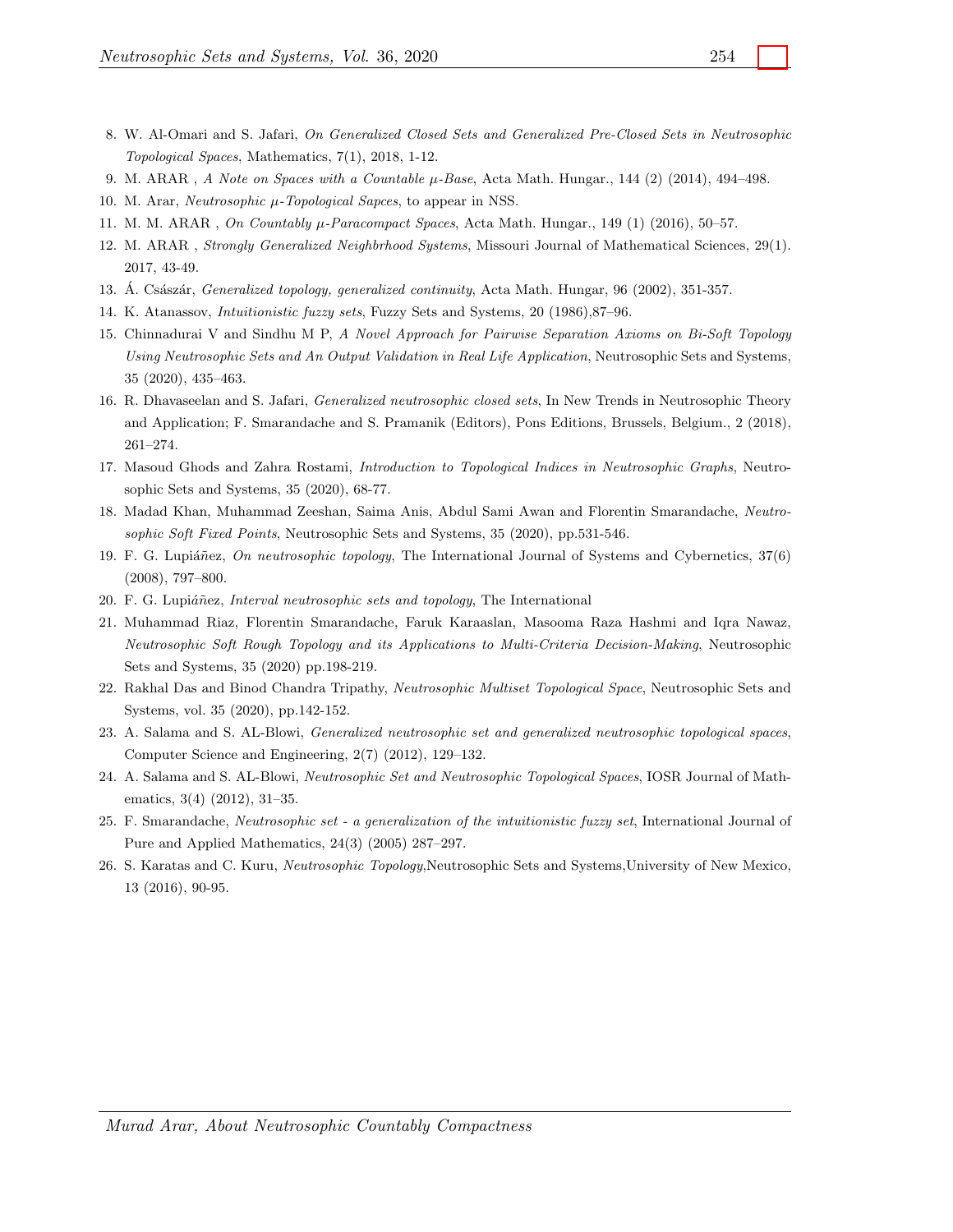8. W. Al-Omari and S. Jafari, *On Generalized Closed Sets and Generalized Pre-Closed Sets in Neutrosophic Topological Spaces*, Mathematics, 7(1), 2018, 1-12.
9. M. ARAR , *A Note on Spaces with a Countable $\mu$-Base*, Acta Math. Hungar., 144 (2) (2014), 494–498.
10. M. Arar, *Neutrosophic $\mu$-Topological Sapces*, to appear in NSS.
11. M. M. ARAR , *On Countably $\mu$-Paracompact Spaces*, Acta Math. Hungar., 149 (1) (2016), 50–57.
12. M. ARAR , *Strongly Generalized Neighbrhood Systems*, Missouri Journal of Mathematical Sciences, 29(1). 2017, 43-49.
13. Á. Császár, *Generalized topology, generalized continuity*, Acta Math. Hungar, 96 (2002), 351-357.
14. K. Atanassov, *Intuitionistic fuzzy sets*, Fuzzy Sets and Systems, 20 (1986),87–96.
15. Chinnadurai V and Sindhu M P, *A Novel Approach for Pairwise Separation Axioms on Bi-Soft Topology Using Neutrosophic Sets and An Output Validation in Real Life Application*, Neutrosophic Sets and Systems, 35 (2020), 435–463.
16. R. Dhavaseelan and S. Jafari, *Generalized neutrosophic closed sets*, In New Trends in Neutrosophic Theory and Application; F. Smarandache and S. Pramanik (Editors), Pons Editions, Brussels, Belgium., 2 (2018), 261–274.
17. Masoud Ghods and Zahra Rostami, *Introduction to Topological Indices in Neutrosophic Graphs*, Neutrosophic Sets and Systems, 35 (2020), 68-77.
18. Madad Khan, Muhammad Zeeshan, Saima Anis, Abdul Sami Awan and Florentin Smarandache, *Neutrosophic Soft Fixed Points*, Neutrosophic Sets and Systems, 35 (2020), pp.531-546.
19. F. G. Lupiáñez, *On neutrosophic topology*, The International Journal of Systems and Cybernetics, 37(6) (2008), 797–800.
20. F. G. Lupiáñez, *Interval neutrosophic sets and topology*, The International
21. Muhammad Riaz, Florentin Smarandache, Faruk Karaaslan, Masooma Raza Hashmi and Iqra Nawaz, *Neutrosophic Soft Rough Topology and its Applications to Multi-Criteria Decision-Making*, Neutrosophic Sets and Systems, 35 (2020) pp.198-219.
22. Rakhal Das and Binod Chandra Tripathy, *Neutrosophic Multiset Topological Space*, Neutrosophic Sets and Systems, vol. 35 (2020), pp.142-152.
23. A. Salama and S. AL-Blowi, *Generalized neutrosophic set and generalized neutrosophic topological spaces*, Computer Science and Engineering, 2(7) (2012), 129–132.
24. A. Salama and S. AL-Blowi, *Neutrosophic Set and Neutrosophic Topological Spaces*, IOSR Journal of Mathematics, 3(4) (2012), 31–35.
25. F. Smarandache, *Neutrosophic set - a generalization of the intuitionistic fuzzy set*, International Journal of Pure and Applied Mathematics, 24(3) (2005) 287–297.
26. S. Karatas and C. Kuru, *Neutrosophic Topology*,Neutrosophic Sets and Systems,University of New Mexico, 13 (2016), 90-95.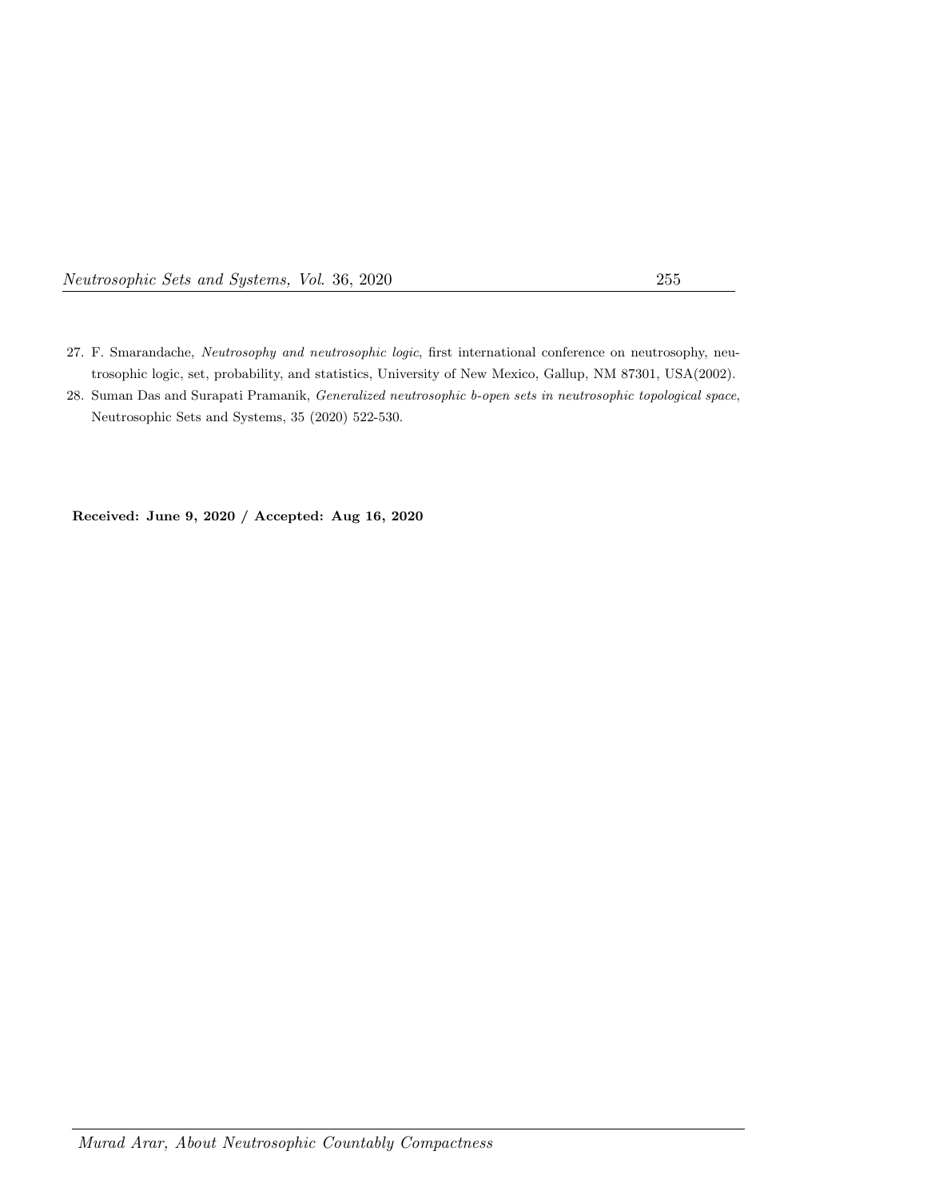27. F. Smarandache, *Neutrosophy and neutrosophic logic*, first international conference on neutrosophy, neutrosophic logic, set, probability, and statistics, University of New Mexico, Gallup, NM 87301, USA(2002).
28. Suman Das and Surapati Pramanik, *Generalized neutrosophic b-open sets in neutrosophic topological space*, Neutrosophic Sets and Systems, 35 (2020) 522-530.

**Received: June 9, 2020 / Accepted: Aug 16, 2020**